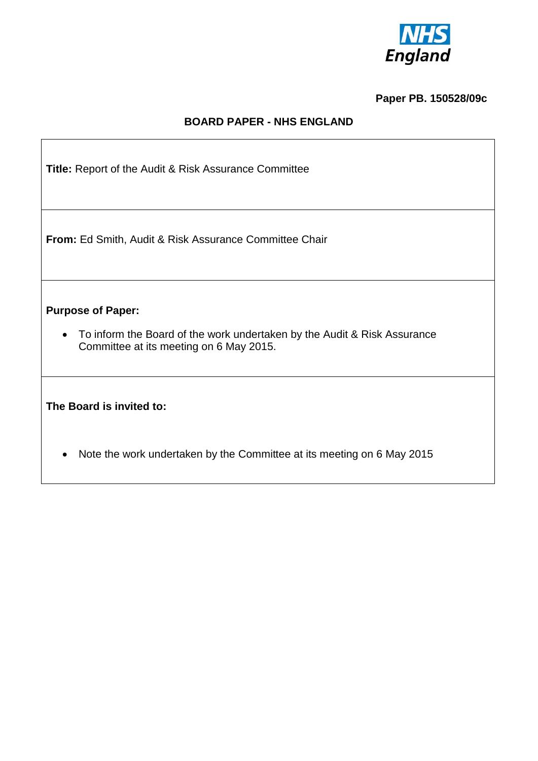NHS England

**Paper PB. 150528/09c**

## BOARD PAPER - NHS ENGLAND

**Title:** Report of the Audit & Risk Assurance Committee

**From:** Ed Smith, Audit & Risk Assurance Committee Chair

**Purpose of Paper:**

- To inform the Board of the work undertaken by the Audit & Risk Assurance Committee at its meeting on 6 May 2015.

**The Board is invited to:**

- Note the work undertaken by the Committee at its meeting on 6 May 2015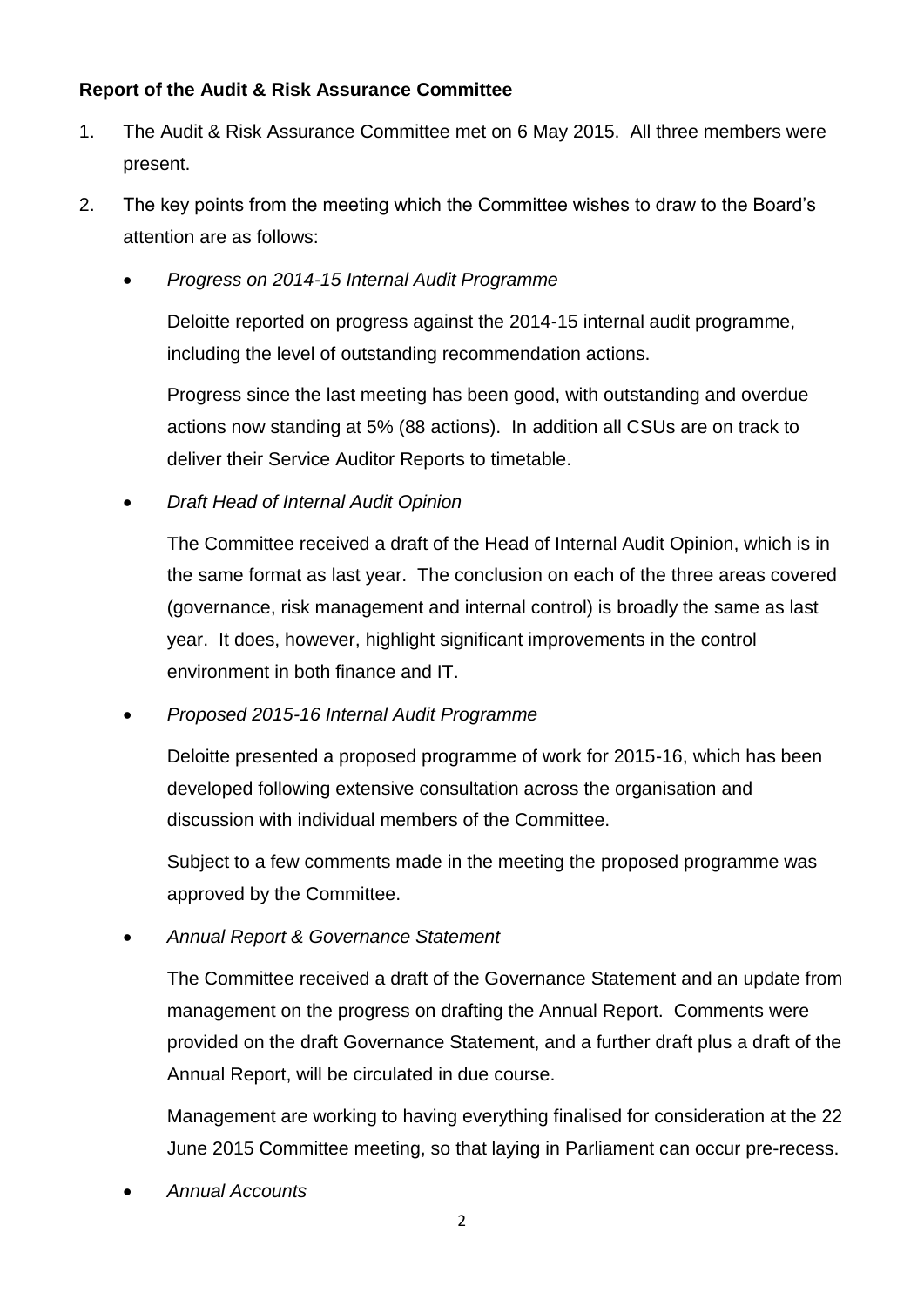**Report of the Audit & Risk Assurance Committee**

1. The Audit & Risk Assurance Committee met on 6 May 2015. All three members were present.

2. The key points from the meeting which the Committee wishes to draw to the Board's attention are as follows:

   - *Progress on 2014-15 Internal Audit Programme*

     Deloitte reported on progress against the 2014-15 internal audit programme, including the level of outstanding recommendation actions.

     Progress since the last meeting has been good, with outstanding and overdue actions now standing at 5% (88 actions). In addition all CSUs are on track to deliver their Service Auditor Reports to timetable.

   - *Draft Head of Internal Audit Opinion*

     The Committee received a draft of the Head of Internal Audit Opinion, which is in the same format as last year. The conclusion on each of the three areas covered (governance, risk management and internal control) is broadly the same as last year. It does, however, highlight significant improvements in the control environment in both finance and IT.

   - *Proposed 2015-16 Internal Audit Programme*

     Deloitte presented a proposed programme of work for 2015-16, which has been developed following extensive consultation across the organisation and discussion with individual members of the Committee.

     Subject to a few comments made in the meeting the proposed programme was approved by the Committee.

   - *Annual Report & Governance Statement*

     The Committee received a draft of the Governance Statement and an update from management on the progress on drafting the Annual Report. Comments were provided on the draft Governance Statement, and a further draft plus a draft of the Annual Report, will be circulated in due course.

     Management are working to having everything finalised for consideration at the 22 June 2015 Committee meeting, so that laying in Parliament can occur pre-recess.

   - *Annual Accounts*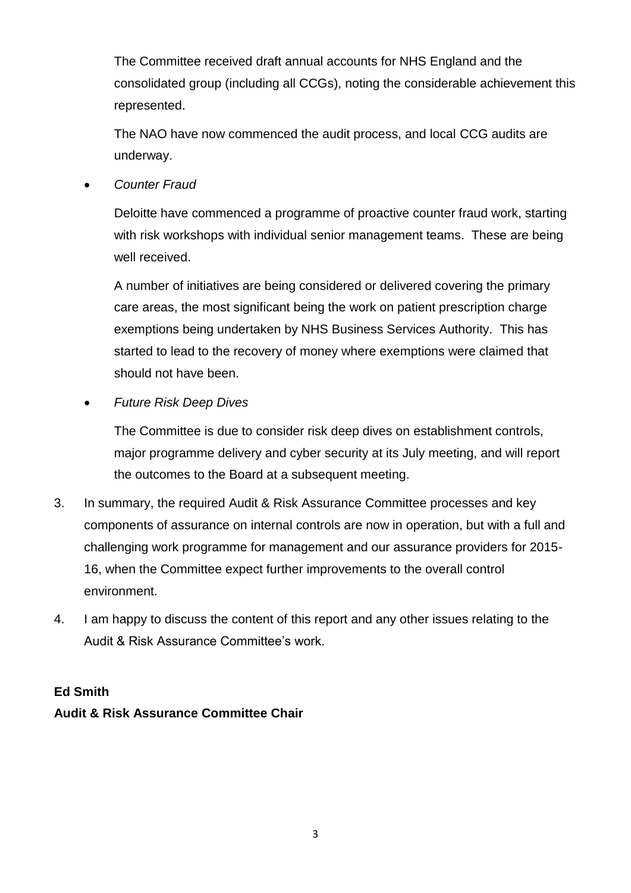The Committee received draft annual accounts for NHS England and the consolidated group (including all CCGs), noting the considerable achievement this represented.

The NAO have now commenced the audit process, and local CCG audits are underway.

- *Counter Fraud*

  Deloitte have commenced a programme of proactive counter fraud work, starting with risk workshops with individual senior management teams. These are being well received.

  A number of initiatives are being considered or delivered covering the primary care areas, the most significant being the work on patient prescription charge exemptions being undertaken by NHS Business Services Authority. This has started to lead to the recovery of money where exemptions were claimed that should not have been.

- *Future Risk Deep Dives*

  The Committee is due to consider risk deep dives on establishment controls, major programme delivery and cyber security at its July meeting, and will report the outcomes to the Board at a subsequent meeting.

3. In summary, the required Audit & Risk Assurance Committee processes and key components of assurance on internal controls are now in operation, but with a full and challenging work programme for management and our assurance providers for 2015-16, when the Committee expect further improvements to the overall control environment.

4. I am happy to discuss the content of this report and any other issues relating to the Audit & Risk Assurance Committee's work.

**Ed Smith**
**Audit & Risk Assurance Committee Chair**